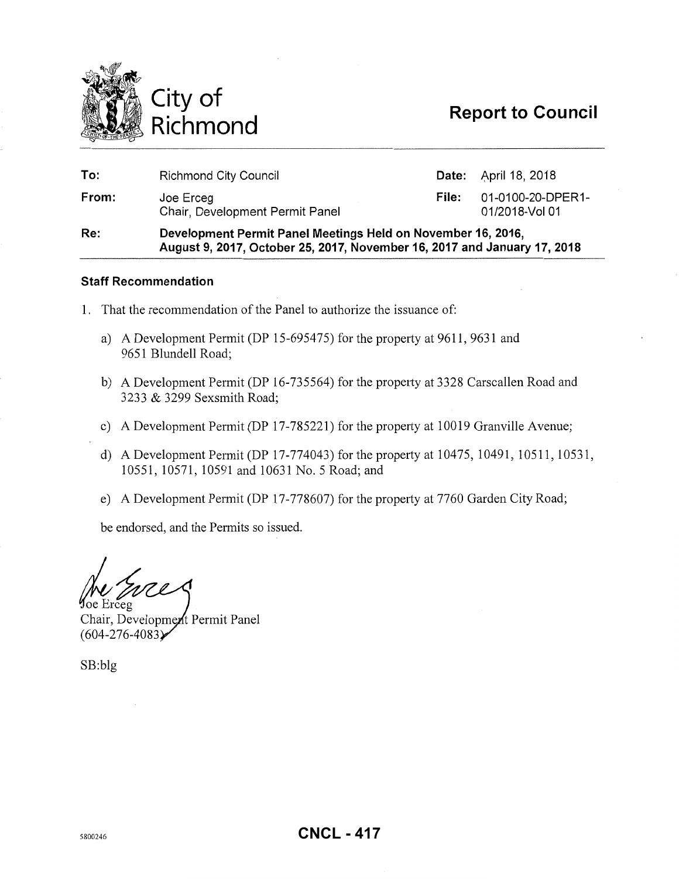# City of Richmond

## Report to Council

| | | | |
|---|---|---|---|
| **To:** | Richmond City Council | **Date:** | April 18, 2018 |
| **From:** | Joe Erceg<br>Chair, Development Permit Panel | **File:** | 01-0100-20-DPER1-01/2018-Vol 01 |
| **Re:** | **Development Permit Panel Meetings Held on November 16, 2016, August 9, 2017, October 25, 2017, November 16, 2017 and January 17, 2018** | | |

### Staff Recommendation

1. That the recommendation of the Panel to authorize the issuance of:

   a) A Development Permit (DP 15-695475) for the property at 9611, 9631 and 9651 Blundell Road;

   b) A Development Permit (DP 16-735564) for the property at 3328 Carscallen Road and 3233 & 3299 Sexsmith Road;

   c) A Development Permit (DP 17-785221) for the property at 10019 Granville Avenue;

   d) A Development Permit (DP 17-774043) for the property at 10475, 10491, 10511, 10531, 10551, 10571, 10591 and 10631 No. 5 Road; and

   e) A Development Permit (DP 17-778607) for the property at 7760 Garden City Road;

   be endorsed, and the Permits so issued.

Joe Erceg
Chair, Development Permit Panel
(604-276-4083)

SB:blg

5800246

**CNCL - 417**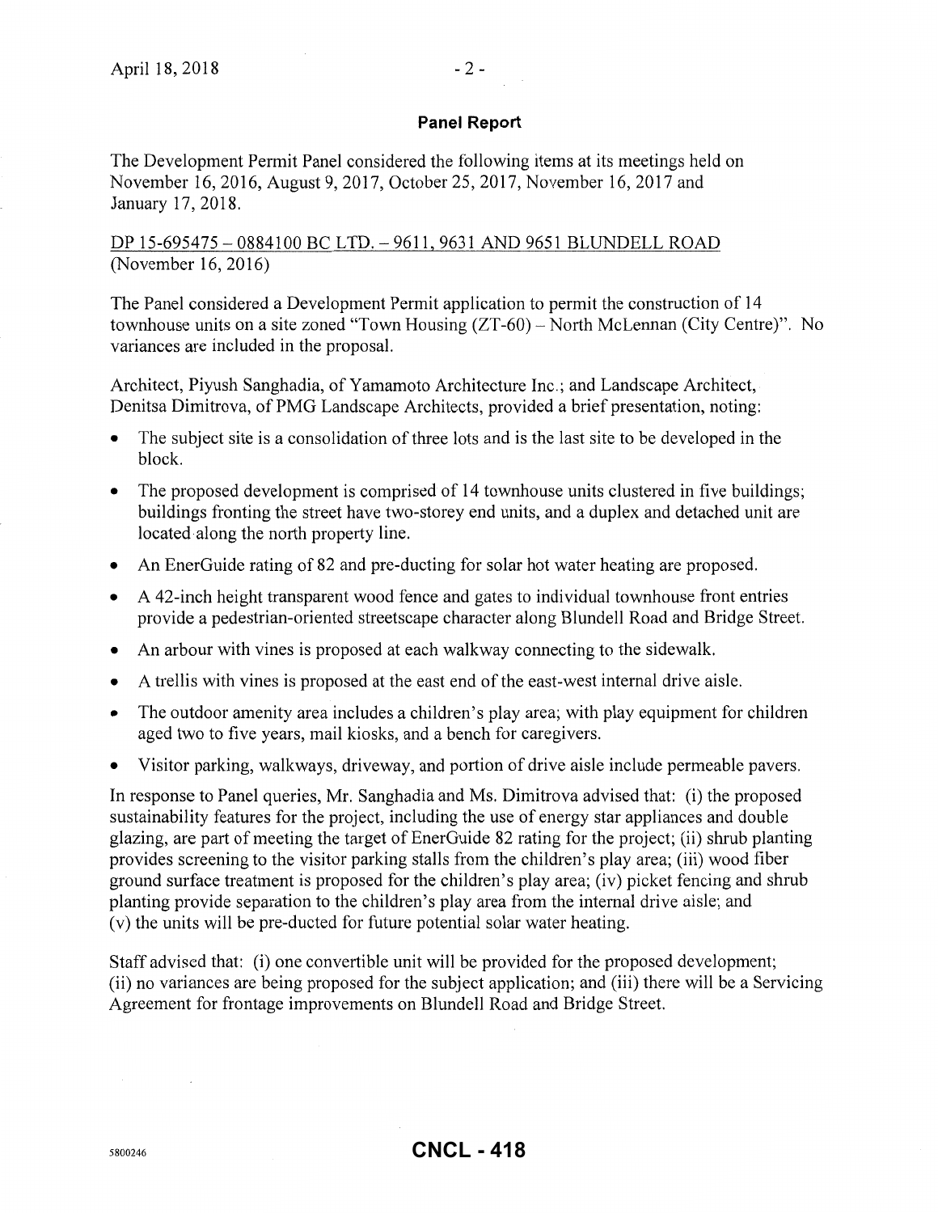## Panel Report

The Development Permit Panel considered the following items at its meetings held on November 16, 2016, August 9, 2017, October 25, 2017, November 16, 2017 and January 17, 2018.

DP 15-695475 – 0884100 BC LTD. – 9611, 9631 AND 9651 BLUNDELL ROAD (November 16, 2016)

The Panel considered a Development Permit application to permit the construction of 14 townhouse units on a site zoned "Town Housing (ZT-60) – North McLennan (City Centre)". No variances are included in the proposal.

Architect, Piyush Sanghadia, of Yamamoto Architecture Inc.; and Landscape Architect, Denitsa Dimitrova, of PMG Landscape Architects, provided a brief presentation, noting:

- The subject site is a consolidation of three lots and is the last site to be developed in the block.
- The proposed development is comprised of 14 townhouse units clustered in five buildings; buildings fronting the street have two-storey end units, and a duplex and detached unit are located along the north property line.
- An EnerGuide rating of 82 and pre-ducting for solar hot water heating are proposed.
- A 42-inch height transparent wood fence and gates to individual townhouse front entries provide a pedestrian-oriented streetscape character along Blundell Road and Bridge Street.
- An arbour with vines is proposed at each walkway connecting to the sidewalk.
- A trellis with vines is proposed at the east end of the east-west internal drive aisle.
- The outdoor amenity area includes a children's play area; with play equipment for children aged two to five years, mail kiosks, and a bench for caregivers.
- Visitor parking, walkways, driveway, and portion of drive aisle include permeable pavers.

In response to Panel queries, Mr. Sanghadia and Ms. Dimitrova advised that: (i) the proposed sustainability features for the project, including the use of energy star appliances and double glazing, are part of meeting the target of EnerGuide 82 rating for the project; (ii) shrub planting provides screening to the visitor parking stalls from the children's play area; (iii) wood fiber ground surface treatment is proposed for the children's play area; (iv) picket fencing and shrub planting provide separation to the children's play area from the internal drive aisle; and (v) the units will be pre-ducted for future potential solar water heating.

Staff advised that: (i) one convertible unit will be provided for the proposed development; (ii) no variances are being proposed for the subject application; and (iii) there will be a Servicing Agreement for frontage improvements on Blundell Road and Bridge Street.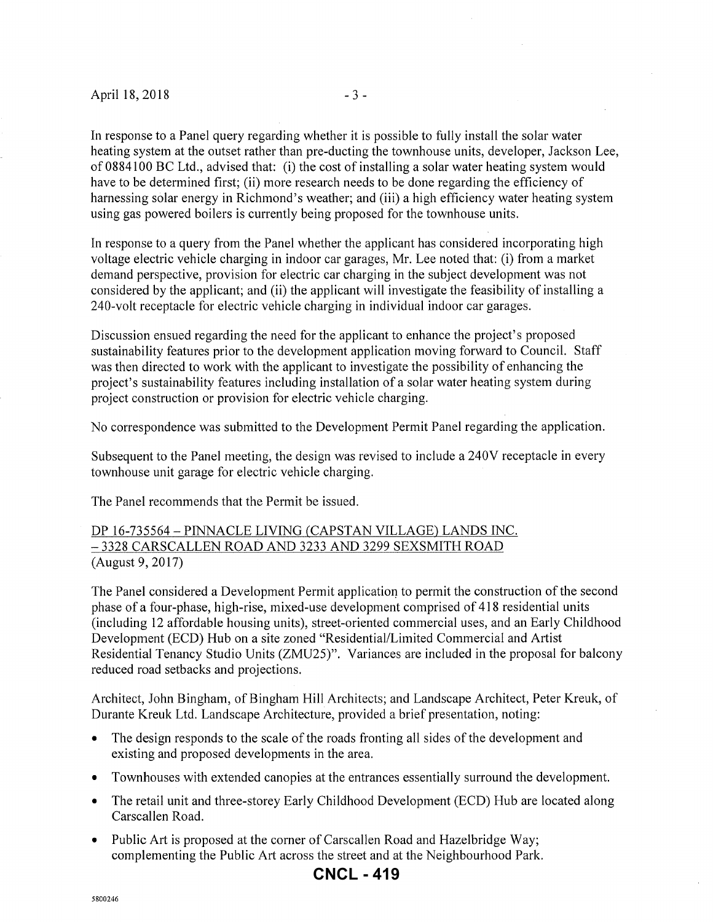In response to a Panel query regarding whether it is possible to fully install the solar water heating system at the outset rather than pre-ducting the townhouse units, developer, Jackson Lee, of 0884100 BC Ltd., advised that: (i) the cost of installing a solar water heating system would have to be determined first; (ii) more research needs to be done regarding the efficiency of harnessing solar energy in Richmond's weather; and (iii) a high efficiency water heating system using gas powered boilers is currently being proposed for the townhouse units.

In response to a query from the Panel whether the applicant has considered incorporating high voltage electric vehicle charging in indoor car garages, Mr. Lee noted that: (i) from a market demand perspective, provision for electric car charging in the subject development was not considered by the applicant; and (ii) the applicant will investigate the feasibility of installing a 240-volt receptacle for electric vehicle charging in individual indoor car garages.

Discussion ensued regarding the need for the applicant to enhance the project's proposed sustainability features prior to the development application moving forward to Council. Staff was then directed to work with the applicant to investigate the possibility of enhancing the project's sustainability features including installation of a solar water heating system during project construction or provision for electric vehicle charging.

No correspondence was submitted to the Development Permit Panel regarding the application.

Subsequent to the Panel meeting, the design was revised to include a 240V receptacle in every townhouse unit garage for electric vehicle charging.

The Panel recommends that the Permit be issued.

DP 16-735564 – PINNACLE LIVING (CAPSTAN VILLAGE) LANDS INC. – 3328 CARSCALLEN ROAD AND 3233 AND 3299 SEXSMITH ROAD
(August 9, 2017)

The Panel considered a Development Permit application to permit the construction of the second phase of a four-phase, high-rise, mixed-use development comprised of 418 residential units (including 12 affordable housing units), street-oriented commercial uses, and an Early Childhood Development (ECD) Hub on a site zoned "Residential/Limited Commercial and Artist Residential Tenancy Studio Units (ZMU25)". Variances are included in the proposal for balcony reduced road setbacks and projections.

Architect, John Bingham, of Bingham Hill Architects; and Landscape Architect, Peter Kreuk, of Durante Kreuk Ltd. Landscape Architecture, provided a brief presentation, noting:

- The design responds to the scale of the roads fronting all sides of the development and existing and proposed developments in the area.
- Townhouses with extended canopies at the entrances essentially surround the development.
- The retail unit and three-storey Early Childhood Development (ECD) Hub are located along Carscallen Road.
- Public Art is proposed at the corner of Carscallen Road and Hazelbridge Way; complementing the Public Art across the street and at the Neighbourhood Park.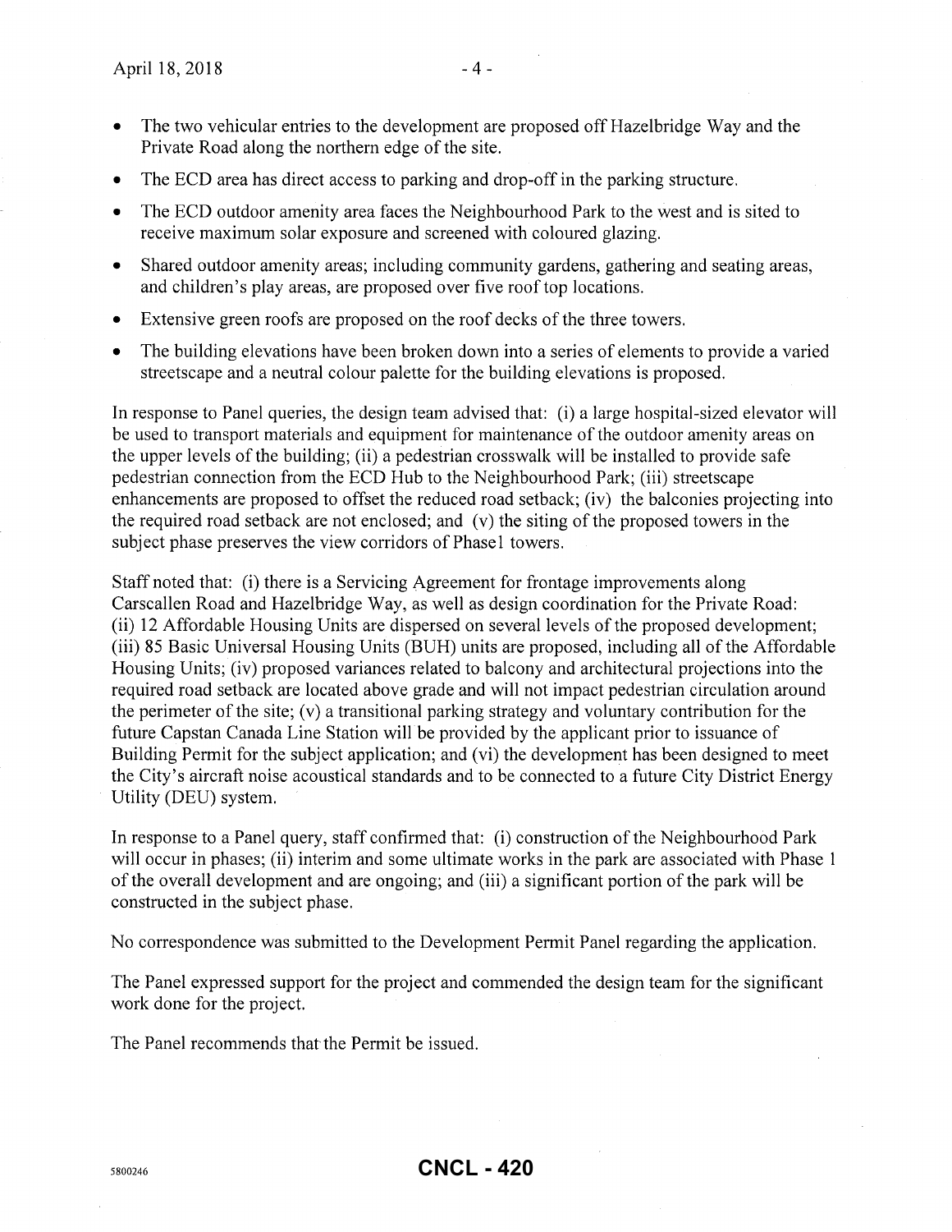- The two vehicular entries to the development are proposed off Hazelbridge Way and the Private Road along the northern edge of the site.
- The ECD area has direct access to parking and drop-off in the parking structure.
- The ECD outdoor amenity area faces the Neighbourhood Park to the west and is sited to receive maximum solar exposure and screened with coloured glazing.
- Shared outdoor amenity areas; including community gardens, gathering and seating areas, and children's play areas, are proposed over five roof top locations.
- Extensive green roofs are proposed on the roof decks of the three towers.
- The building elevations have been broken down into a series of elements to provide a varied streetscape and a neutral colour palette for the building elevations is proposed.

In response to Panel queries, the design team advised that: (i) a large hospital-sized elevator will be used to transport materials and equipment for maintenance of the outdoor amenity areas on the upper levels of the building; (ii) a pedestrian crosswalk will be installed to provide safe pedestrian connection from the ECD Hub to the Neighbourhood Park; (iii) streetscape enhancements are proposed to offset the reduced road setback; (iv) the balconies projecting into the required road setback are not enclosed; and (v) the siting of the proposed towers in the subject phase preserves the view corridors of Phase1 towers.

Staff noted that: (i) there is a Servicing Agreement for frontage improvements along Carscallen Road and Hazelbridge Way, as well as design coordination for the Private Road: (ii) 12 Affordable Housing Units are dispersed on several levels of the proposed development; (iii) 85 Basic Universal Housing Units (BUH) units are proposed, including all of the Affordable Housing Units; (iv) proposed variances related to balcony and architectural projections into the required road setback are located above grade and will not impact pedestrian circulation around the perimeter of the site; (v) a transitional parking strategy and voluntary contribution for the future Capstan Canada Line Station will be provided by the applicant prior to issuance of Building Permit for the subject application; and (vi) the development has been designed to meet the City's aircraft noise acoustical standards and to be connected to a future City District Energy Utility (DEU) system.

In response to a Panel query, staff confirmed that: (i) construction of the Neighbourhood Park will occur in phases; (ii) interim and some ultimate works in the park are associated with Phase 1 of the overall development and are ongoing; and (iii) a significant portion of the park will be constructed in the subject phase.

No correspondence was submitted to the Development Permit Panel regarding the application.

The Panel expressed support for the project and commended the design team for the significant work done for the project.

The Panel recommends that the Permit be issued.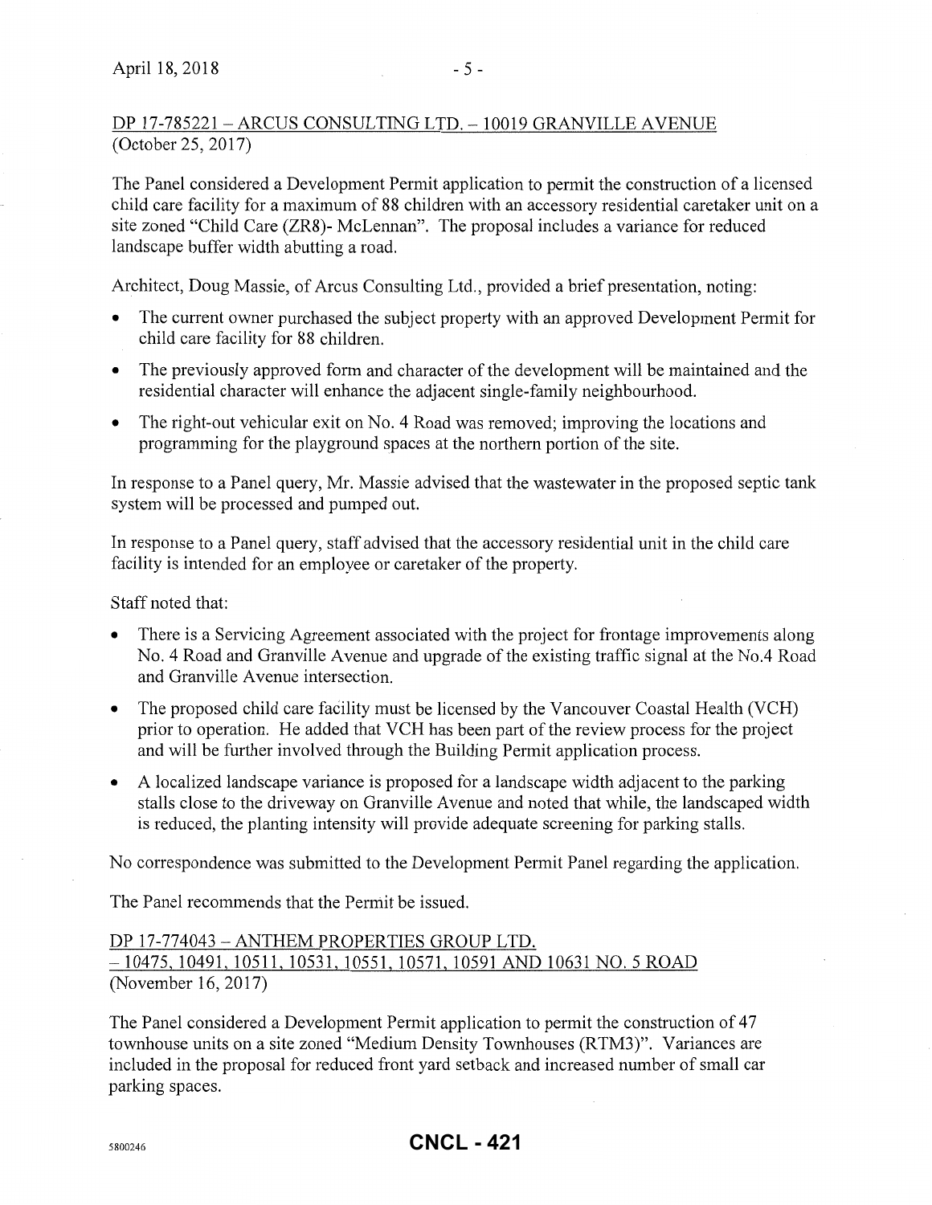DP 17-785221 – ARCUS CONSULTING LTD. – 10019 GRANVILLE AVENUE
(October 25, 2017)

The Panel considered a Development Permit application to permit the construction of a licensed child care facility for a maximum of 88 children with an accessory residential caretaker unit on a site zoned "Child Care (ZR8)- McLennan". The proposal includes a variance for reduced landscape buffer width abutting a road.

Architect, Doug Massie, of Arcus Consulting Ltd., provided a brief presentation, noting:

- The current owner purchased the subject property with an approved Development Permit for child care facility for 88 children.
- The previously approved form and character of the development will be maintained and the residential character will enhance the adjacent single-family neighbourhood.
- The right-out vehicular exit on No. 4 Road was removed; improving the locations and programming for the playground spaces at the northern portion of the site.

In response to a Panel query, Mr. Massie advised that the wastewater in the proposed septic tank system will be processed and pumped out.

In response to a Panel query, staff advised that the accessory residential unit in the child care facility is intended for an employee or caretaker of the property.

Staff noted that:

- There is a Servicing Agreement associated with the project for frontage improvements along No. 4 Road and Granville Avenue and upgrade of the existing traffic signal at the No.4 Road and Granville Avenue intersection.
- The proposed child care facility must be licensed by the Vancouver Coastal Health (VCH) prior to operation. He added that VCH has been part of the review process for the project and will be further involved through the Building Permit application process.
- A localized landscape variance is proposed for a landscape width adjacent to the parking stalls close to the driveway on Granville Avenue and noted that while, the landscaped width is reduced, the planting intensity will provide adequate screening for parking stalls.

No correspondence was submitted to the Development Permit Panel regarding the application.

The Panel recommends that the Permit be issued.

DP 17-774043 – ANTHEM PROPERTIES GROUP LTD.
– 10475, 10491, 10511, 10531, 10551, 10571, 10591 AND 10631 NO. 5 ROAD
(November 16, 2017)

The Panel considered a Development Permit application to permit the construction of 47 townhouse units on a site zoned "Medium Density Townhouses (RTM3)". Variances are included in the proposal for reduced front yard setback and increased number of small car parking spaces.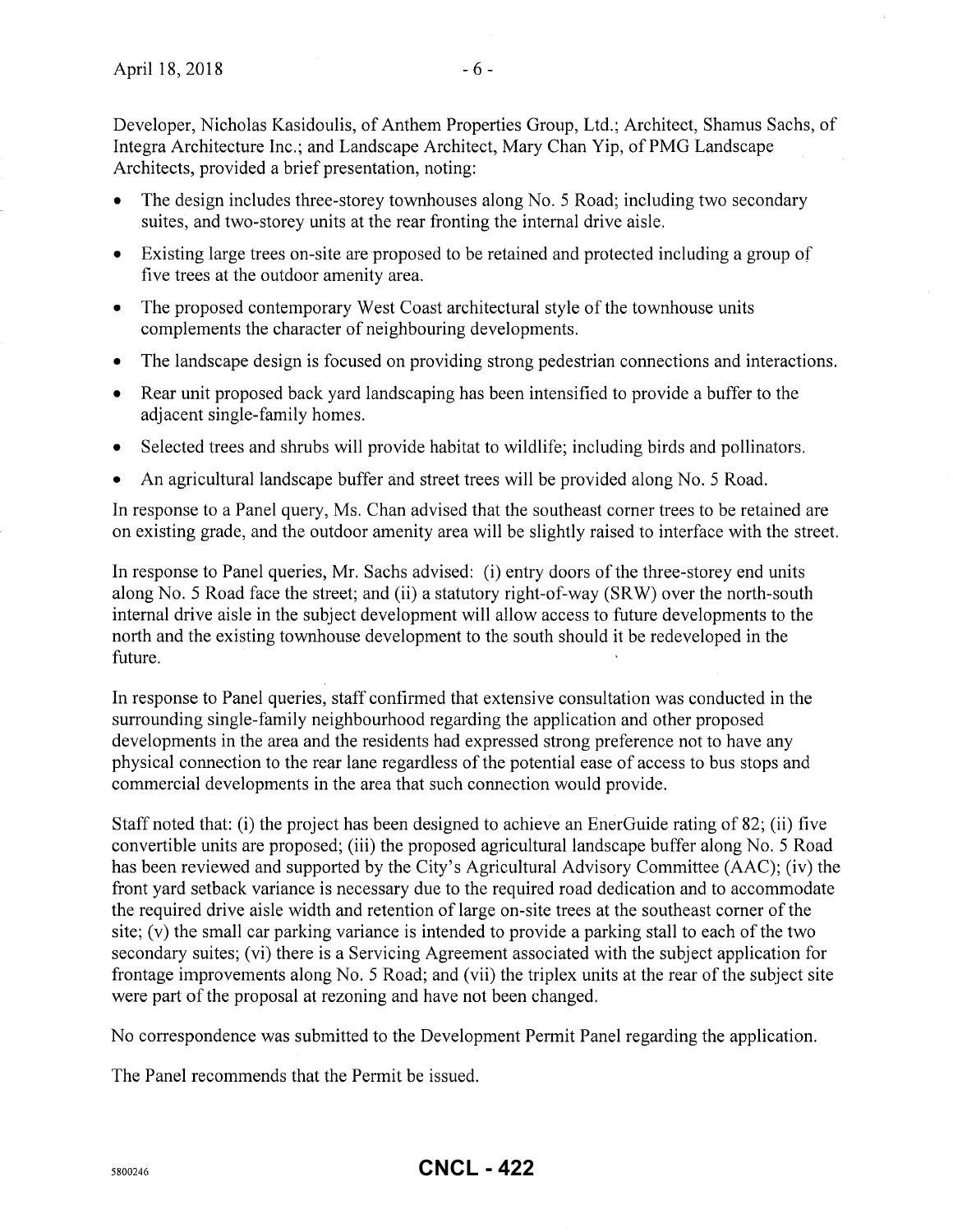Developer, Nicholas Kasidoulis, of Anthem Properties Group, Ltd.; Architect, Shamus Sachs, of Integra Architecture Inc.; and Landscape Architect, Mary Chan Yip, of PMG Landscape Architects, provided a brief presentation, noting:

- The design includes three-storey townhouses along No. 5 Road; including two secondary suites, and two-storey units at the rear fronting the internal drive aisle.
- Existing large trees on-site are proposed to be retained and protected including a group of five trees at the outdoor amenity area.
- The proposed contemporary West Coast architectural style of the townhouse units complements the character of neighbouring developments.
- The landscape design is focused on providing strong pedestrian connections and interactions.
- Rear unit proposed back yard landscaping has been intensified to provide a buffer to the adjacent single-family homes.
- Selected trees and shrubs will provide habitat to wildlife; including birds and pollinators.
- An agricultural landscape buffer and street trees will be provided along No. 5 Road.

In response to a Panel query, Ms. Chan advised that the southeast corner trees to be retained are on existing grade, and the outdoor amenity area will be slightly raised to interface with the street.

In response to Panel queries, Mr. Sachs advised: (i) entry doors of the three-storey end units along No. 5 Road face the street; and (ii) a statutory right-of-way (SRW) over the north-south internal drive aisle in the subject development will allow access to future developments to the north and the existing townhouse development to the south should it be redeveloped in the future.

In response to Panel queries, staff confirmed that extensive consultation was conducted in the surrounding single-family neighbourhood regarding the application and other proposed developments in the area and the residents had expressed strong preference not to have any physical connection to the rear lane regardless of the potential ease of access to bus stops and commercial developments in the area that such connection would provide.

Staff noted that: (i) the project has been designed to achieve an EnerGuide rating of 82; (ii) five convertible units are proposed; (iii) the proposed agricultural landscape buffer along No. 5 Road has been reviewed and supported by the City's Agricultural Advisory Committee (AAC); (iv) the front yard setback variance is necessary due to the required road dedication and to accommodate the required drive aisle width and retention of large on-site trees at the southeast corner of the site; (v) the small car parking variance is intended to provide a parking stall to each of the two secondary suites; (vi) there is a Servicing Agreement associated with the subject application for frontage improvements along No. 5 Road; and (vii) the triplex units at the rear of the subject site were part of the proposal at rezoning and have not been changed.

No correspondence was submitted to the Development Permit Panel regarding the application.

The Panel recommends that the Permit be issued.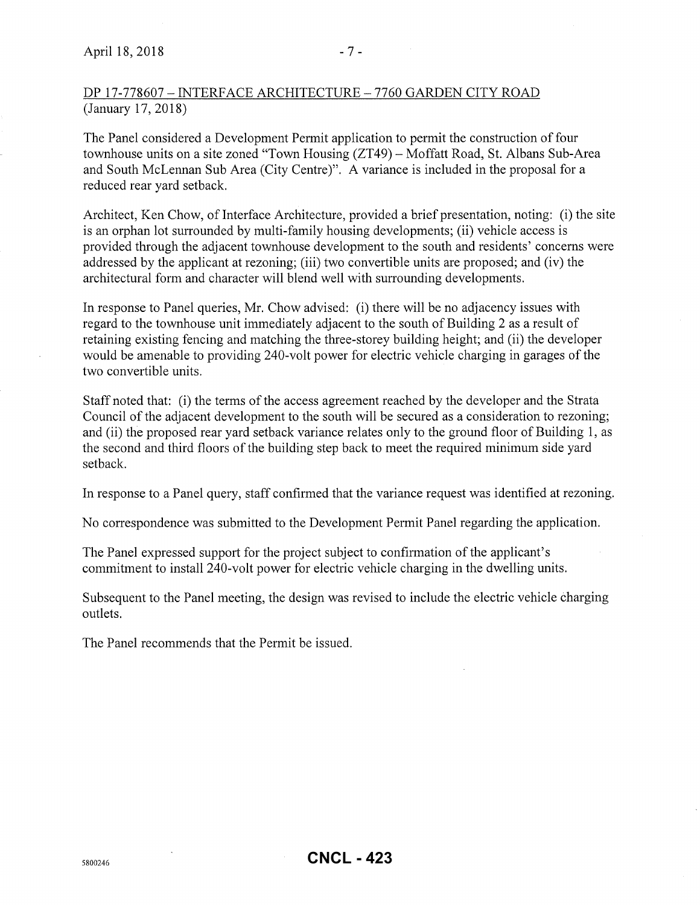DP 17-778607 – INTERFACE ARCHITECTURE – 7760 GARDEN CITY ROAD
(January 17, 2018)

The Panel considered a Development Permit application to permit the construction of four townhouse units on a site zoned "Town Housing (ZT49) – Moffatt Road, St. Albans Sub-Area and South McLennan Sub Area (City Centre)". A variance is included in the proposal for a reduced rear yard setback.

Architect, Ken Chow, of Interface Architecture, provided a brief presentation, noting: (i) the site is an orphan lot surrounded by multi-family housing developments; (ii) vehicle access is provided through the adjacent townhouse development to the south and residents' concerns were addressed by the applicant at rezoning; (iii) two convertible units are proposed; and (iv) the architectural form and character will blend well with surrounding developments.

In response to Panel queries, Mr. Chow advised: (i) there will be no adjacency issues with regard to the townhouse unit immediately adjacent to the south of Building 2 as a result of retaining existing fencing and matching the three-storey building height; and (ii) the developer would be amenable to providing 240-volt power for electric vehicle charging in garages of the two convertible units.

Staff noted that: (i) the terms of the access agreement reached by the developer and the Strata Council of the adjacent development to the south will be secured as a consideration to rezoning; and (ii) the proposed rear yard setback variance relates only to the ground floor of Building 1, as the second and third floors of the building step back to meet the required minimum side yard setback.

In response to a Panel query, staff confirmed that the variance request was identified at rezoning.

No correspondence was submitted to the Development Permit Panel regarding the application.

The Panel expressed support for the project subject to confirmation of the applicant's commitment to install 240-volt power for electric vehicle charging in the dwelling units.

Subsequent to the Panel meeting, the design was revised to include the electric vehicle charging outlets.

The Panel recommends that the Permit be issued.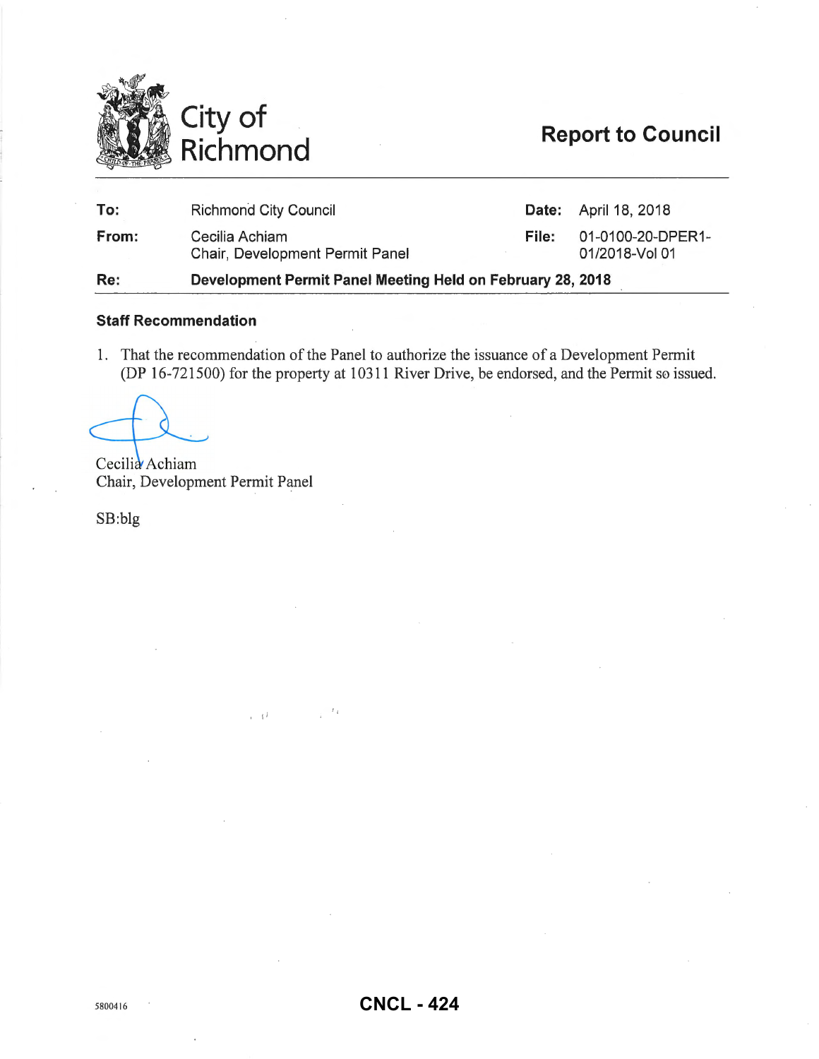City of Richmond

# Report to Council

| | | | |
|---|---|---|---|
| **To:** | Richmond City Council | **Date:** | April 18, 2018 |
| **From:** | Cecilia Achiam<br>Chair, Development Permit Panel | **File:** | 01-0100-20-DPER1-01/2018-Vol 01 |
| **Re:** | **Development Permit Panel Meeting Held on February 28, 2018** | | |

### Staff Recommendation

1. That the recommendation of the Panel to authorize the issuance of a Development Permit (DP 16-721500) for the property at 10311 River Drive, be endorsed, and the Permit so issued.

Cecilia Achiam
Chair, Development Permit Panel

SB:blg

5800416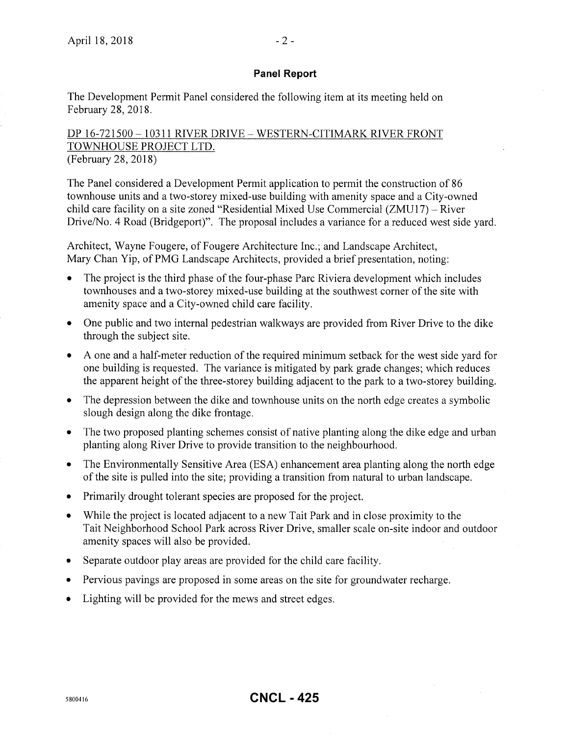## Panel Report

The Development Permit Panel considered the following item at its meeting held on February 28, 2018.

DP 16-721500 – 10311 RIVER DRIVE – WESTERN-CITIMARK RIVER FRONT TOWNHOUSE PROJECT LTD.
(February 28, 2018)

The Panel considered a Development Permit application to permit the construction of 86 townhouse units and a two-storey mixed-use building with amenity space and a City-owned child care facility on a site zoned "Residential Mixed Use Commercial (ZMU17) – River Drive/No. 4 Road (Bridgeport)". The proposal includes a variance for a reduced west side yard.

Architect, Wayne Fougere, of Fougere Architecture Inc.; and Landscape Architect, Mary Chan Yip, of PMG Landscape Architects, provided a brief presentation, noting:

- The project is the third phase of the four-phase Parc Riviera development which includes townhouses and a two-storey mixed-use building at the southwest corner of the site with amenity space and a City-owned child care facility.
- One public and two internal pedestrian walkways are provided from River Drive to the dike through the subject site.
- A one and a half-meter reduction of the required minimum setback for the west side yard for one building is requested. The variance is mitigated by park grade changes; which reduces the apparent height of the three-storey building adjacent to the park to a two-storey building.
- The depression between the dike and townhouse units on the north edge creates a symbolic slough design along the dike frontage.
- The two proposed planting schemes consist of native planting along the dike edge and urban planting along River Drive to provide transition to the neighbourhood.
- The Environmentally Sensitive Area (ESA) enhancement area planting along the north edge of the site is pulled into the site; providing a transition from natural to urban landscape.
- Primarily drought tolerant species are proposed for the project.
- While the project is located adjacent to a new Tait Park and in close proximity to the Tait Neighborhood School Park across River Drive, smaller scale on-site indoor and outdoor amenity spaces will also be provided.
- Separate outdoor play areas are provided for the child care facility.
- Pervious pavings are proposed in some areas on the site for groundwater recharge.
- Lighting will be provided for the mews and street edges.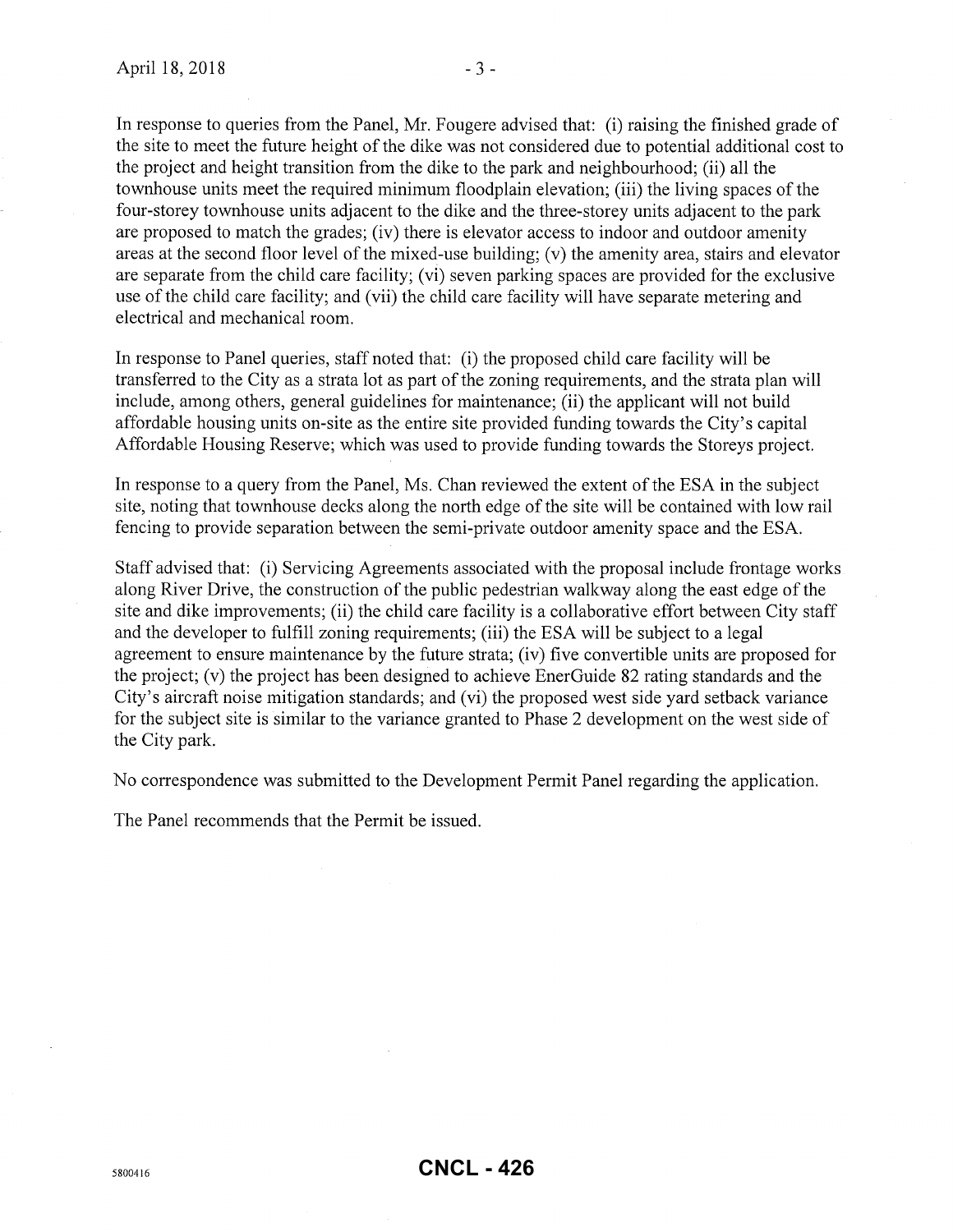In response to queries from the Panel, Mr. Fougere advised that: (i) raising the finished grade of the site to meet the future height of the dike was not considered due to potential additional cost to the project and height transition from the dike to the park and neighbourhood; (ii) all the townhouse units meet the required minimum floodplain elevation; (iii) the living spaces of the four-storey townhouse units adjacent to the dike and the three-storey units adjacent to the park are proposed to match the grades; (iv) there is elevator access to indoor and outdoor amenity areas at the second floor level of the mixed-use building; (v) the amenity area, stairs and elevator are separate from the child care facility; (vi) seven parking spaces are provided for the exclusive use of the child care facility; and (vii) the child care facility will have separate metering and electrical and mechanical room.

In response to Panel queries, staff noted that: (i) the proposed child care facility will be transferred to the City as a strata lot as part of the zoning requirements, and the strata plan will include, among others, general guidelines for maintenance; (ii) the applicant will not build affordable housing units on-site as the entire site provided funding towards the City's capital Affordable Housing Reserve; which was used to provide funding towards the Storeys project.

In response to a query from the Panel, Ms. Chan reviewed the extent of the ESA in the subject site, noting that townhouse decks along the north edge of the site will be contained with low rail fencing to provide separation between the semi-private outdoor amenity space and the ESA.

Staff advised that: (i) Servicing Agreements associated with the proposal include frontage works along River Drive, the construction of the public pedestrian walkway along the east edge of the site and dike improvements; (ii) the child care facility is a collaborative effort between City staff and the developer to fulfill zoning requirements; (iii) the ESA will be subject to a legal agreement to ensure maintenance by the future strata; (iv) five convertible units are proposed for the project; (v) the project has been designed to achieve EnerGuide 82 rating standards and the City's aircraft noise mitigation standards; and (vi) the proposed west side yard setback variance for the subject site is similar to the variance granted to Phase 2 development on the west side of the City park.

No correspondence was submitted to the Development Permit Panel regarding the application.

The Panel recommends that the Permit be issued.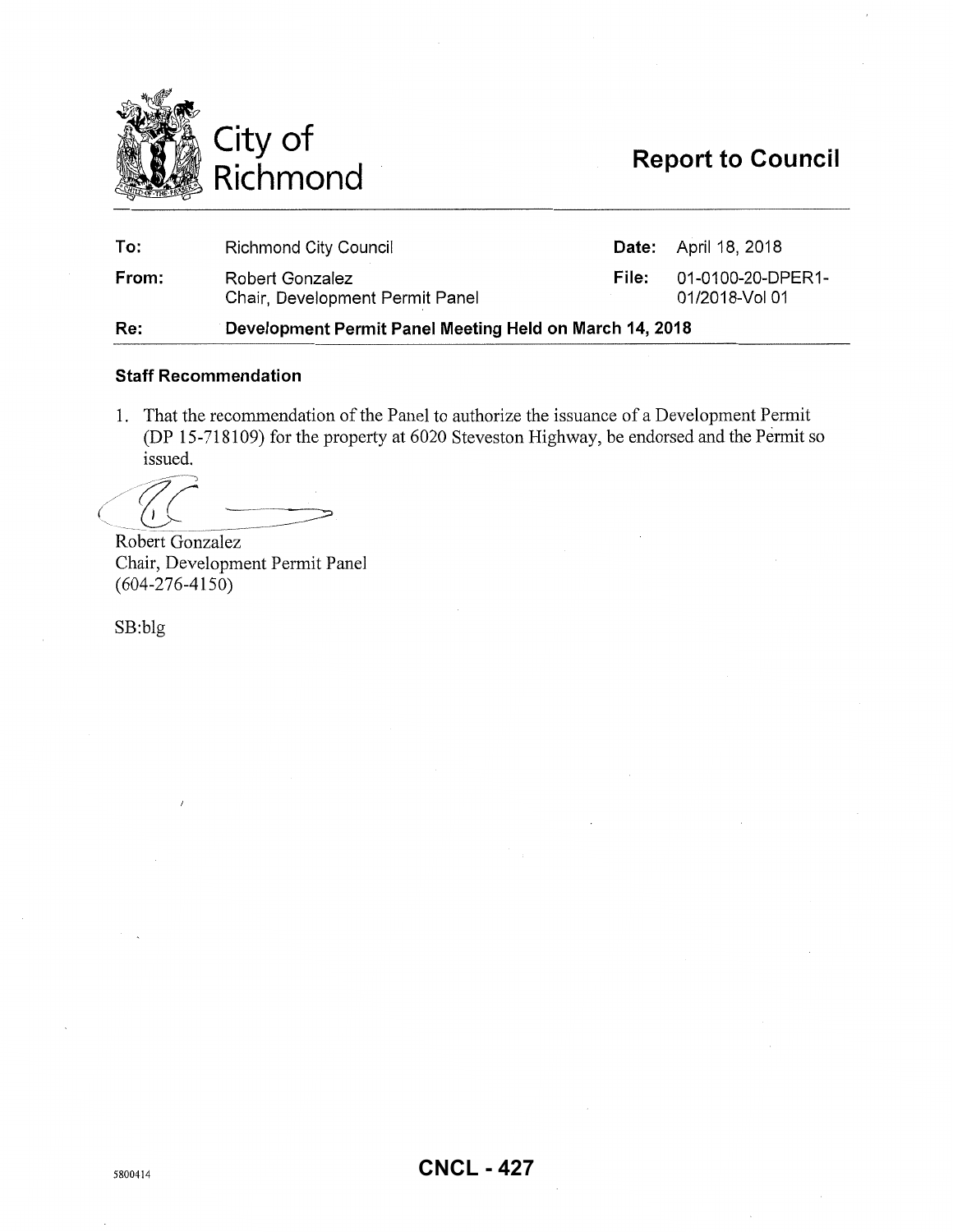City of Richmond

# Report to Council

| | | | |
|---|---|---|---|
| **To:** | Richmond City Council | **Date:** | April 18, 2018 |
| **From:** | Robert Gonzalez<br>Chair, Development Permit Panel | **File:** | 01-0100-20-DPER1-01/2018-Vol 01 |
| **Re:** | **Development Permit Panel Meeting Held on March 14, 2018** | | |

### Staff Recommendation

1. That the recommendation of the Panel to authorize the issuance of a Development Permit (DP 15-718109) for the property at 6020 Steveston Highway, be endorsed and the Permit so issued.

Robert Gonzalez
Chair, Development Permit Panel
(604-276-4150)

SB:blg

5800414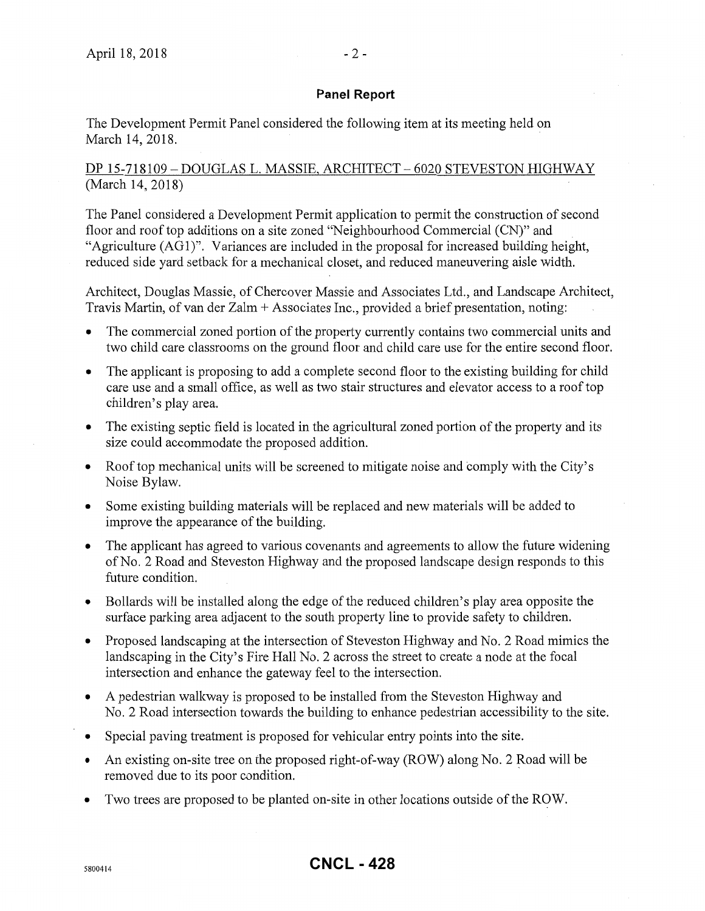## Panel Report

The Development Permit Panel considered the following item at its meeting held on March 14, 2018.

DP 15-718109 – DOUGLAS L. MASSIE, ARCHITECT – 6020 STEVESTON HIGHWAY (March 14, 2018)

The Panel considered a Development Permit application to permit the construction of second floor and roof top additions on a site zoned "Neighbourhood Commercial (CN)" and "Agriculture (AG1)". Variances are included in the proposal for increased building height, reduced side yard setback for a mechanical closet, and reduced maneuvering aisle width.

Architect, Douglas Massie, of Chercover Massie and Associates Ltd., and Landscape Architect, Travis Martin, of van der Zalm + Associates Inc., provided a brief presentation, noting:

- The commercial zoned portion of the property currently contains two commercial units and two child care classrooms on the ground floor and child care use for the entire second floor.
- The applicant is proposing to add a complete second floor to the existing building for child care use and a small office, as well as two stair structures and elevator access to a roof top children's play area.
- The existing septic field is located in the agricultural zoned portion of the property and its size could accommodate the proposed addition.
- Roof top mechanical units will be screened to mitigate noise and comply with the City's Noise Bylaw.
- Some existing building materials will be replaced and new materials will be added to improve the appearance of the building.
- The applicant has agreed to various covenants and agreements to allow the future widening of No. 2 Road and Steveston Highway and the proposed landscape design responds to this future condition.
- Bollards will be installed along the edge of the reduced children's play area opposite the surface parking area adjacent to the south property line to provide safety to children.
- Proposed landscaping at the intersection of Steveston Highway and No. 2 Road mimics the landscaping in the City's Fire Hall No. 2 across the street to create a node at the focal intersection and enhance the gateway feel to the intersection.
- A pedestrian walkway is proposed to be installed from the Steveston Highway and No. 2 Road intersection towards the building to enhance pedestrian accessibility to the site.
- Special paving treatment is proposed for vehicular entry points into the site.
- An existing on-site tree on the proposed right-of-way (ROW) along No. 2 Road will be removed due to its poor condition.
- Two trees are proposed to be planted on-site in other locations outside of the ROW.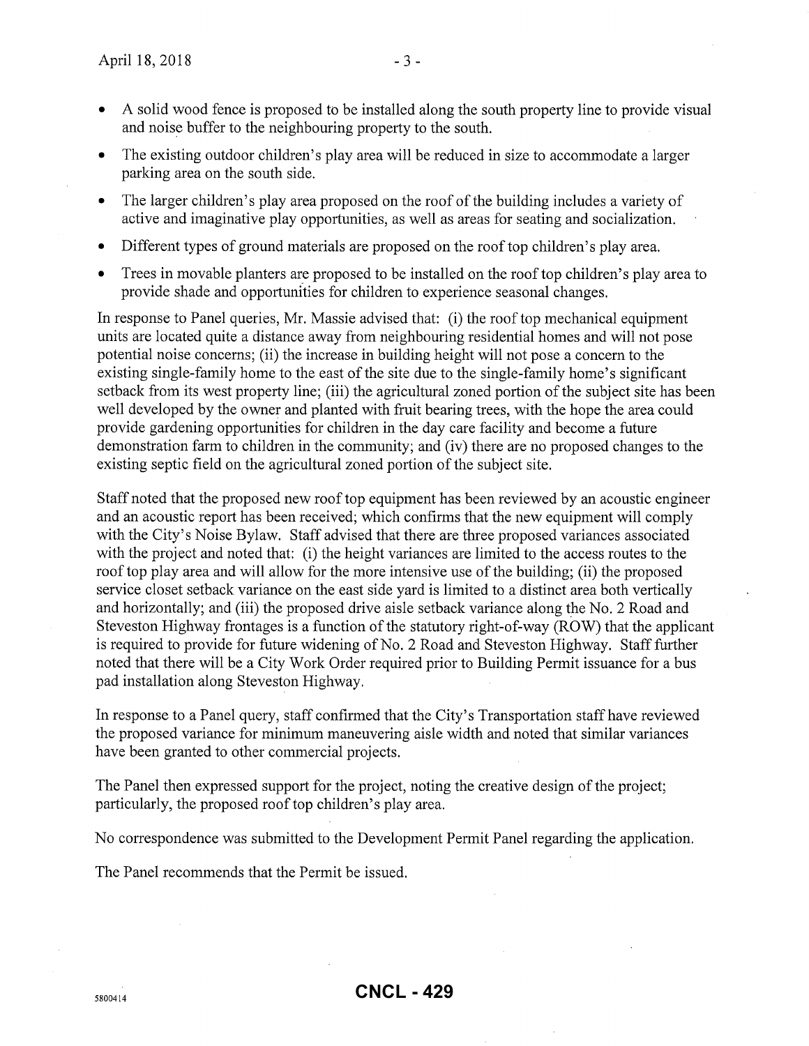- A solid wood fence is proposed to be installed along the south property line to provide visual and noise buffer to the neighbouring property to the south.
- The existing outdoor children's play area will be reduced in size to accommodate a larger parking area on the south side.
- The larger children's play area proposed on the roof of the building includes a variety of active and imaginative play opportunities, as well as areas for seating and socialization.
- Different types of ground materials are proposed on the roof top children's play area.
- Trees in movable planters are proposed to be installed on the roof top children's play area to provide shade and opportunities for children to experience seasonal changes.

In response to Panel queries, Mr. Massie advised that: (i) the roof top mechanical equipment units are located quite a distance away from neighbouring residential homes and will not pose potential noise concerns; (ii) the increase in building height will not pose a concern to the existing single-family home to the east of the site due to the single-family home's significant setback from its west property line; (iii) the agricultural zoned portion of the subject site has been well developed by the owner and planted with fruit bearing trees, with the hope the area could provide gardening opportunities for children in the day care facility and become a future demonstration farm to children in the community; and (iv) there are no proposed changes to the existing septic field on the agricultural zoned portion of the subject site.

Staff noted that the proposed new roof top equipment has been reviewed by an acoustic engineer and an acoustic report has been received; which confirms that the new equipment will comply with the City's Noise Bylaw. Staff advised that there are three proposed variances associated with the project and noted that: (i) the height variances are limited to the access routes to the roof top play area and will allow for the more intensive use of the building; (ii) the proposed service closet setback variance on the east side yard is limited to a distinct area both vertically and horizontally; and (iii) the proposed drive aisle setback variance along the No. 2 Road and Steveston Highway frontages is a function of the statutory right-of-way (ROW) that the applicant is required to provide for future widening of No. 2 Road and Steveston Highway. Staff further noted that there will be a City Work Order required prior to Building Permit issuance for a bus pad installation along Steveston Highway.

In response to a Panel query, staff confirmed that the City's Transportation staff have reviewed the proposed variance for minimum maneuvering aisle width and noted that similar variances have been granted to other commercial projects.

The Panel then expressed support for the project, noting the creative design of the project; particularly, the proposed roof top children's play area.

No correspondence was submitted to the Development Permit Panel regarding the application.

The Panel recommends that the Permit be issued.